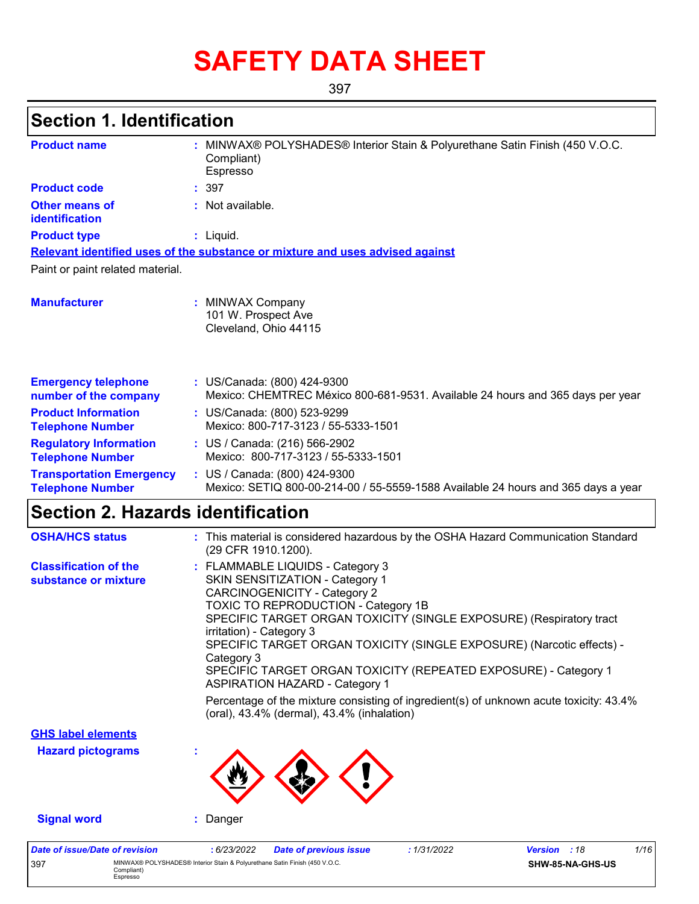# SAFETY DATA SHEET

397

## Section 1. Identification

**Product name** : MINWAX® POLYSHADES® Interior Stain & Polyurethane Satin Finish (450 V.O.C. Compliant)
Espresso

**Product code** : 397

**Other means of identification** : Not available.

**Product type** : Liquid.

**Relevant identified uses of the substance or mixture and uses advised against**

Paint or paint related material.

**Manufacturer** : MINWAX Company
101 W. Prospect Ave
Cleveland, Ohio 44115

**Emergency telephone number of the company** : US/Canada: (800) 424-9300
Mexico: CHEMTREC México 800-681-9531. Available 24 hours and 365 days per year

**Product Information Telephone Number** : US/Canada: (800) 523-9299
Mexico: 800-717-3123 / 55-5333-1501

**Regulatory Information Telephone Number** : US / Canada: (216) 566-2902
Mexico: 800-717-3123 / 55-5333-1501

**Transportation Emergency Telephone Number** : US / Canada: (800) 424-9300
Mexico: SETIQ 800-00-214-00 / 55-5559-1588 Available 24 hours and 365 days a year

## Section 2. Hazards identification

**OSHA/HCS status** : This material is considered hazardous by the OSHA Hazard Communication Standard (29 CFR 1910.1200).

**Classification of the substance or mixture** : FLAMMABLE LIQUIDS - Category 3
SKIN SENSITIZATION - Category 1
CARCINOGENICITY - Category 2
TOXIC TO REPRODUCTION - Category 1B
SPECIFIC TARGET ORGAN TOXICITY (SINGLE EXPOSURE) (Respiratory tract irritation) - Category 3
SPECIFIC TARGET ORGAN TOXICITY (SINGLE EXPOSURE) (Narcotic effects) - Category 3
SPECIFIC TARGET ORGAN TOXICITY (REPEATED EXPOSURE) - Category 1
ASPIRATION HAZARD - Category 1

Percentage of the mixture consisting of ingredient(s) of unknown acute toxicity: 43.4% (oral), 43.4% (dermal), 43.4% (inhalation)

**GHS label elements**

**Hazard pictograms** :

**Signal word** : Danger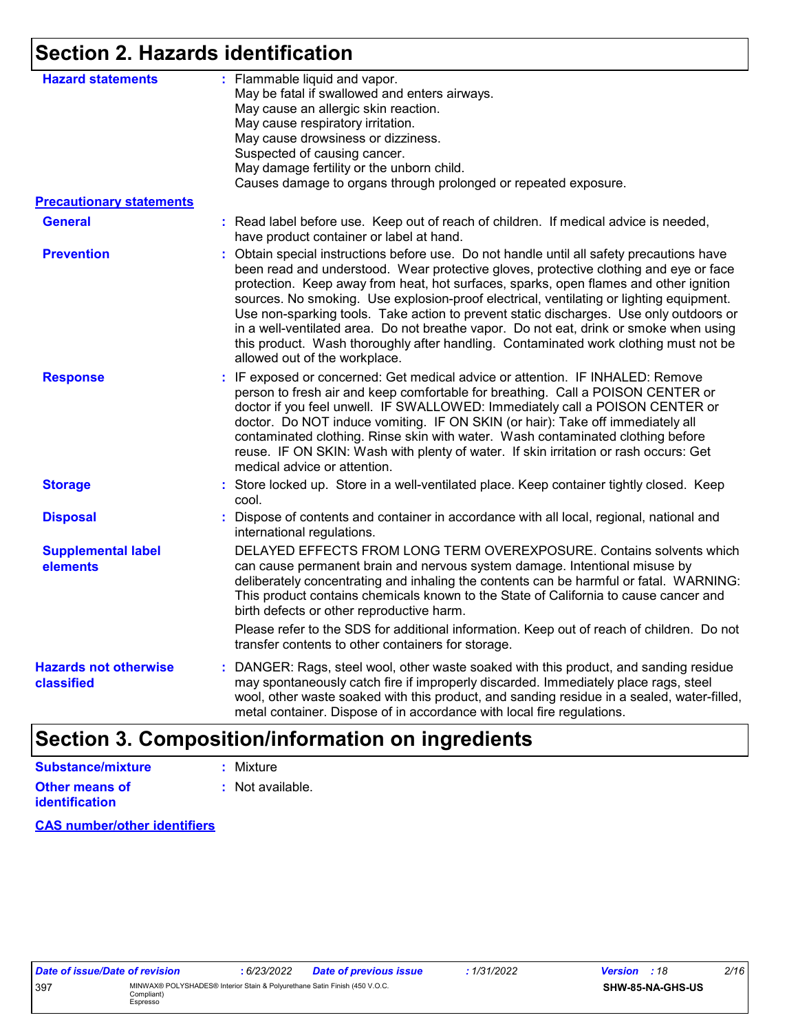## Section 2. Hazards identification

**Hazard statements** : Flammable liquid and vapor.
May be fatal if swallowed and enters airways.
May cause an allergic skin reaction.
May cause respiratory irritation.
May cause drowsiness or dizziness.
Suspected of causing cancer.
May damage fertility or the unborn child.
Causes damage to organs through prolonged or repeated exposure.

**Precautionary statements**

**General** : Read label before use. Keep out of reach of children. If medical advice is needed, have product container or label at hand.

**Prevention** : Obtain special instructions before use. Do not handle until all safety precautions have been read and understood. Wear protective gloves, protective clothing and eye or face protection. Keep away from heat, hot surfaces, sparks, open flames and other ignition sources. No smoking. Use explosion-proof electrical, ventilating or lighting equipment. Use non-sparking tools. Take action to prevent static discharges. Use only outdoors or in a well-ventilated area. Do not breathe vapor. Do not eat, drink or smoke when using this product. Wash thoroughly after handling. Contaminated work clothing must not be allowed out of the workplace.

**Response** : IF exposed or concerned: Get medical advice or attention. IF INHALED: Remove person to fresh air and keep comfortable for breathing. Call a POISON CENTER or doctor if you feel unwell. IF SWALLOWED: Immediately call a POISON CENTER or doctor. Do NOT induce vomiting. IF ON SKIN (or hair): Take off immediately all contaminated clothing. Rinse skin with water. Wash contaminated clothing before reuse. IF ON SKIN: Wash with plenty of water. If skin irritation or rash occurs: Get medical advice or attention.

**Storage** : Store locked up. Store in a well-ventilated place. Keep container tightly closed. Keep cool.

**Disposal** : Dispose of contents and container in accordance with all local, regional, national and international regulations.

**Supplemental label elements** DELAYED EFFECTS FROM LONG TERM OVEREXPOSURE. Contains solvents which can cause permanent brain and nervous system damage. Intentional misuse by deliberately concentrating and inhaling the contents can be harmful or fatal. WARNING: This product contains chemicals known to the State of California to cause cancer and birth defects or other reproductive harm.

Please refer to the SDS for additional information. Keep out of reach of children. Do not transfer contents to other containers for storage.

**Hazards not otherwise classified** : DANGER: Rags, steel wool, other waste soaked with this product, and sanding residue may spontaneously catch fire if improperly discarded. Immediately place rags, steel wool, other waste soaked with this product, and sanding residue in a sealed, water-filled, metal container. Dispose of in accordance with local fire regulations.

## Section 3. Composition/information on ingredients

**Substance/mixture** : Mixture

**Other means of identification** : Not available.

**CAS number/other identifiers**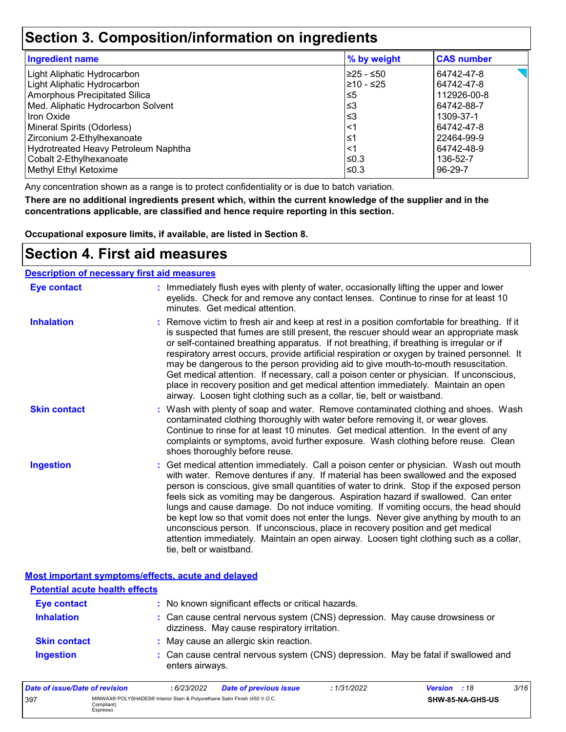# Section 3. Composition/information on ingredients

| Ingredient name | % by weight | CAS number |
| --- | --- | --- |
| Light Aliphatic Hydrocarbon | ≥25 - ≤50 | 64742-47-8 |
| Light Aliphatic Hydrocarbon | ≥10 - ≤25 | 64742-47-8 |
| Amorphous Precipitated Silica | ≤5 | 112926-00-8 |
| Med. Aliphatic Hydrocarbon Solvent | ≤3 | 64742-88-7 |
| Iron Oxide | ≤3 | 1309-37-1 |
| Mineral Spirits (Odorless) | <1 | 64742-47-8 |
| Zirconium 2-Ethylhexanoate | ≤1 | 22464-99-9 |
| Hydrotreated Heavy Petroleum Naphtha | <1 | 64742-48-9 |
| Cobalt 2-Ethylhexanoate | ≤0.3 | 136-52-7 |
| Methyl Ethyl Ketoxime | ≤0.3 | 96-29-7 |

Any concentration shown as a range is to protect confidentiality or is due to batch variation.

**There are no additional ingredients present which, within the current knowledge of the supplier and in the concentrations applicable, are classified and hence require reporting in this section.**

**Occupational exposure limits, if available, are listed in Section 8.**

# Section 4. First aid measures

## Description of necessary first aid measures

**Eye contact** : Immediately flush eyes with plenty of water, occasionally lifting the upper and lower eyelids. Check for and remove any contact lenses. Continue to rinse for at least 10 minutes. Get medical attention.

**Inhalation** : Remove victim to fresh air and keep at rest in a position comfortable for breathing. If it is suspected that fumes are still present, the rescuer should wear an appropriate mask or self-contained breathing apparatus. If not breathing, if breathing is irregular or if respiratory arrest occurs, provide artificial respiration or oxygen by trained personnel. It may be dangerous to the person providing aid to give mouth-to-mouth resuscitation. Get medical attention. If necessary, call a poison center or physician. If unconscious, place in recovery position and get medical attention immediately. Maintain an open airway. Loosen tight clothing such as a collar, tie, belt or waistband.

**Skin contact** : Wash with plenty of soap and water. Remove contaminated clothing and shoes. Wash contaminated clothing thoroughly with water before removing it, or wear gloves. Continue to rinse for at least 10 minutes. Get medical attention. In the event of any complaints or symptoms, avoid further exposure. Wash clothing before reuse. Clean shoes thoroughly before reuse.

**Ingestion** : Get medical attention immediately. Call a poison center or physician. Wash out mouth with water. Remove dentures if any. If material has been swallowed and the exposed person is conscious, give small quantities of water to drink. Stop if the exposed person feels sick as vomiting may be dangerous. Aspiration hazard if swallowed. Can enter lungs and cause damage. Do not induce vomiting. If vomiting occurs, the head should be kept low so that vomit does not enter the lungs. Never give anything by mouth to an unconscious person. If unconscious, place in recovery position and get medical attention immediately. Maintain an open airway. Loosen tight clothing such as a collar, tie, belt or waistband.

## Most important symptoms/effects, acute and delayed

### Potential acute health effects

**Eye contact** : No known significant effects or critical hazards.

**Inhalation** : Can cause central nervous system (CNS) depression. May cause drowsiness or dizziness. May cause respiratory irritation.

**Skin contact** : May cause an allergic skin reaction.

**Ingestion** : Can cause central nervous system (CNS) depression. May be fatal if swallowed and enters airways.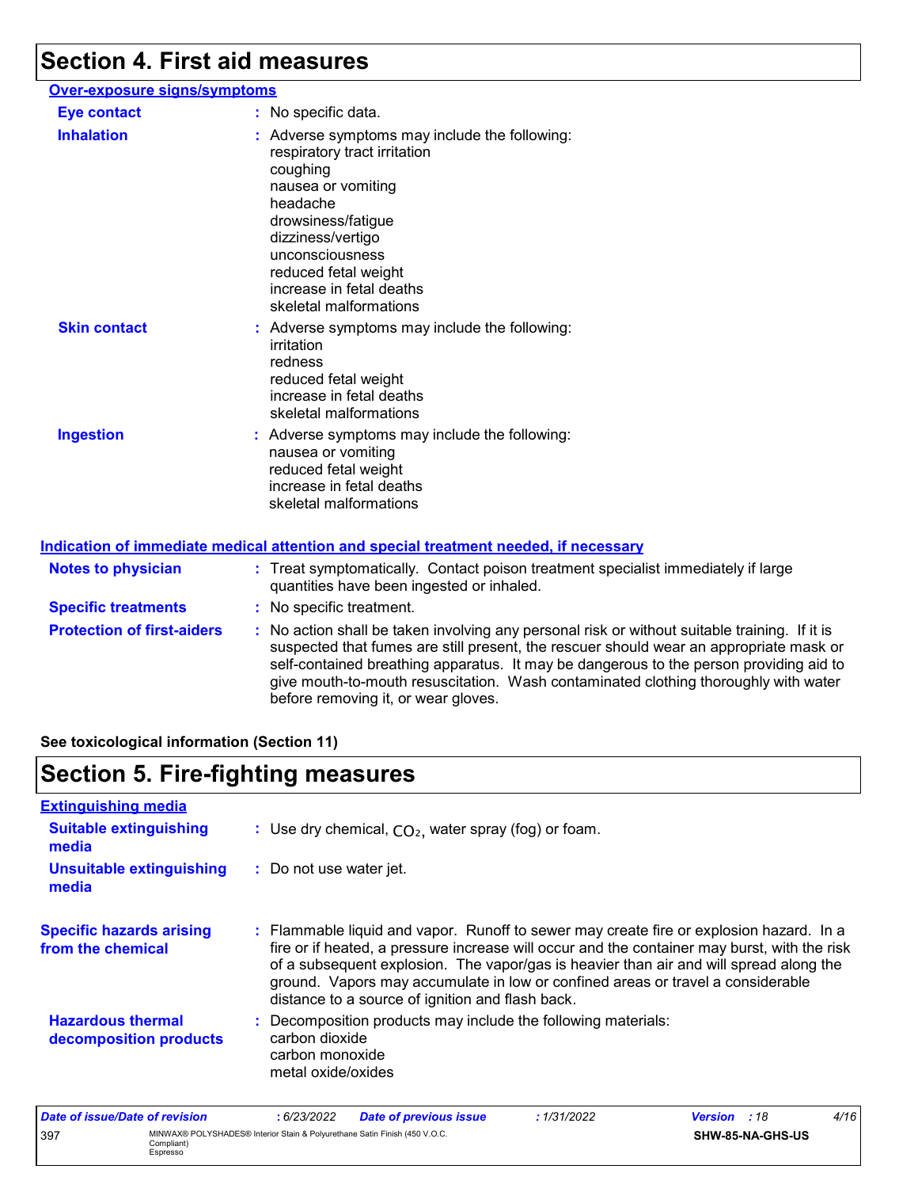# Section 4. First aid measures

**Over-exposure signs/symptoms**

**Eye contact** : No specific data.

**Inhalation** : Adverse symptoms may include the following:
respiratory tract irritation
coughing
nausea or vomiting
headache
drowsiness/fatigue
dizziness/vertigo
unconsciousness
reduced fetal weight
increase in fetal deaths
skeletal malformations

**Skin contact** : Adverse symptoms may include the following:
irritation
redness
reduced fetal weight
increase in fetal deaths
skeletal malformations

**Ingestion** : Adverse symptoms may include the following:
nausea or vomiting
reduced fetal weight
increase in fetal deaths
skeletal malformations

**Indication of immediate medical attention and special treatment needed, if necessary**

**Notes to physician** : Treat symptomatically. Contact poison treatment specialist immediately if large quantities have been ingested or inhaled.

**Specific treatments** : No specific treatment.

**Protection of first-aiders** : No action shall be taken involving any personal risk or without suitable training. If it is suspected that fumes are still present, the rescuer should wear an appropriate mask or self-contained breathing apparatus. It may be dangerous to the person providing aid to give mouth-to-mouth resuscitation. Wash contaminated clothing thoroughly with water before removing it, or wear gloves.

**See toxicological information (Section 11)**

# Section 5. Fire-fighting measures

**Extinguishing media**

**Suitable extinguishing media** : Use dry chemical, $CO_2$, water spray (fog) or foam.

**Unsuitable extinguishing media** : Do not use water jet.

**Specific hazards arising from the chemical** : Flammable liquid and vapor. Runoff to sewer may create fire or explosion hazard. In a fire or if heated, a pressure increase will occur and the container may burst, with the risk of a subsequent explosion. The vapor/gas is heavier than air and will spread along the ground. Vapors may accumulate in low or confined areas or travel a considerable distance to a source of ignition and flash back.

**Hazardous thermal decomposition products** : Decomposition products may include the following materials:
carbon dioxide
carbon monoxide
metal oxide/oxides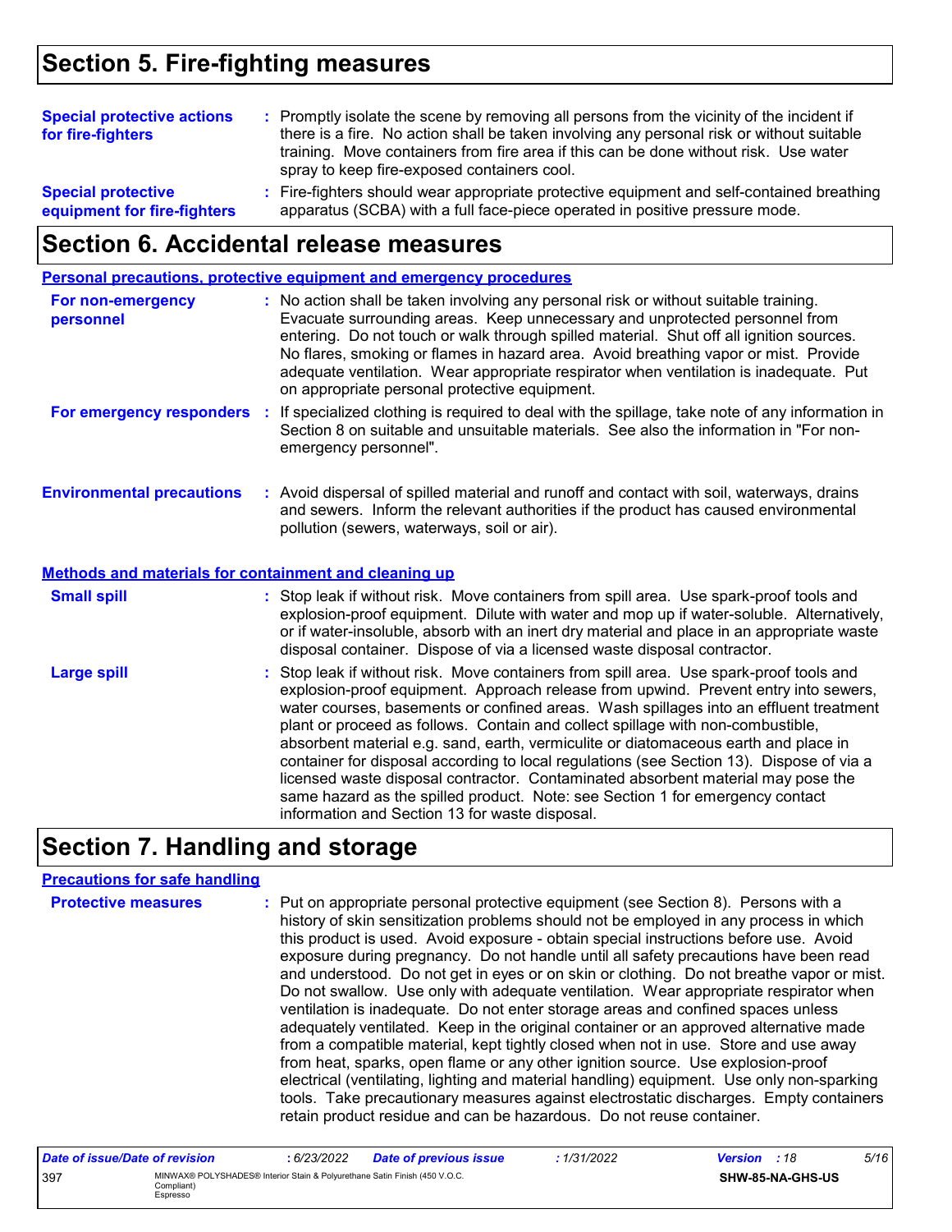## Section 5. Fire-fighting measures

**Special protective actions for fire-fighters** : Promptly isolate the scene by removing all persons from the vicinity of the incident if there is a fire. No action shall be taken involving any personal risk or without suitable training. Move containers from fire area if this can be done without risk. Use water spray to keep fire-exposed containers cool.

**Special protective equipment for fire-fighters** : Fire-fighters should wear appropriate protective equipment and self-contained breathing apparatus (SCBA) with a full face-piece operated in positive pressure mode.

## Section 6. Accidental release measures

### Personal precautions, protective equipment and emergency procedures

**For non-emergency personnel** : No action shall be taken involving any personal risk or without suitable training. Evacuate surrounding areas. Keep unnecessary and unprotected personnel from entering. Do not touch or walk through spilled material. Shut off all ignition sources. No flares, smoking or flames in hazard area. Avoid breathing vapor or mist. Provide adequate ventilation. Wear appropriate respirator when ventilation is inadequate. Put on appropriate personal protective equipment.

**For emergency responders** : If specialized clothing is required to deal with the spillage, take note of any information in Section 8 on suitable and unsuitable materials. See also the information in "For non-emergency personnel".

**Environmental precautions** : Avoid dispersal of spilled material and runoff and contact with soil, waterways, drains and sewers. Inform the relevant authorities if the product has caused environmental pollution (sewers, waterways, soil or air).

### Methods and materials for containment and cleaning up

**Small spill** : Stop leak if without risk. Move containers from spill area. Use spark-proof tools and explosion-proof equipment. Dilute with water and mop up if water-soluble. Alternatively, or if water-insoluble, absorb with an inert dry material and place in an appropriate waste disposal container. Dispose of via a licensed waste disposal contractor.

**Large spill** : Stop leak if without risk. Move containers from spill area. Use spark-proof tools and explosion-proof equipment. Approach release from upwind. Prevent entry into sewers, water courses, basements or confined areas. Wash spillages into an effluent treatment plant or proceed as follows. Contain and collect spillage with non-combustible, absorbent material e.g. sand, earth, vermiculite or diatomaceous earth and place in container for disposal according to local regulations (see Section 13). Dispose of via a licensed waste disposal contractor. Contaminated absorbent material may pose the same hazard as the spilled product. Note: see Section 1 for emergency contact information and Section 13 for waste disposal.

## Section 7. Handling and storage

### Precautions for safe handling

**Protective measures** : Put on appropriate personal protective equipment (see Section 8). Persons with a history of skin sensitization problems should not be employed in any process in which this product is used. Avoid exposure - obtain special instructions before use. Avoid exposure during pregnancy. Do not handle until all safety precautions have been read and understood. Do not get in eyes or on skin or clothing. Do not breathe vapor or mist. Do not swallow. Use only with adequate ventilation. Wear appropriate respirator when ventilation is inadequate. Do not enter storage areas and confined spaces unless adequately ventilated. Keep in the original container or an approved alternative made from a compatible material, kept tightly closed when not in use. Store and use away from heat, sparks, open flame or any other ignition source. Use explosion-proof electrical (ventilating, lighting and material handling) equipment. Use only non-sparking tools. Take precautionary measures against electrostatic discharges. Empty containers retain product residue and can be hazardous. Do not reuse container.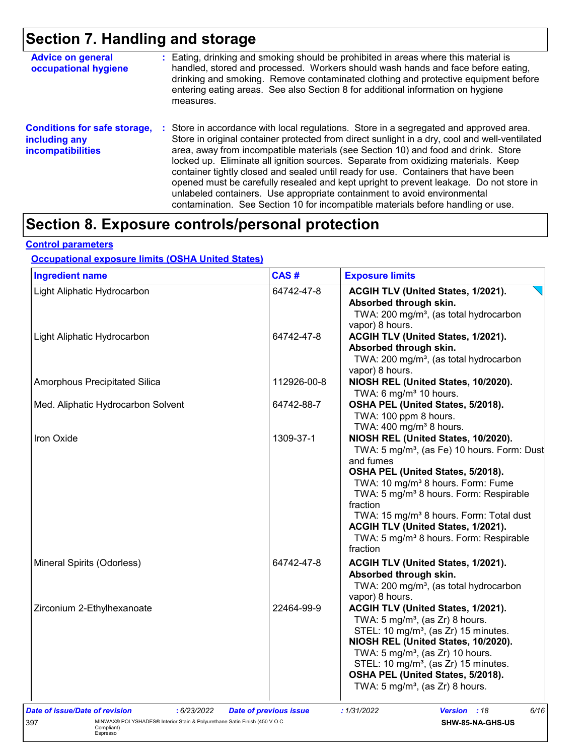# Section 7. Handling and storage

**Advice on general occupational hygiene** : Eating, drinking and smoking should be prohibited in areas where this material is handled, stored and processed. Workers should wash hands and face before eating, drinking and smoking. Remove contaminated clothing and protective equipment before entering eating areas. See also Section 8 for additional information on hygiene measures.

**Conditions for safe storage, including any incompatibilities** : Store in accordance with local regulations. Store in a segregated and approved area. Store in original container protected from direct sunlight in a dry, cool and well-ventilated area, away from incompatible materials (see Section 10) and food and drink. Store locked up. Eliminate all ignition sources. Separate from oxidizing materials. Keep container tightly closed and sealed until ready for use. Containers that have been opened must be carefully resealed and kept upright to prevent leakage. Do not store in unlabeled containers. Use appropriate containment to avoid environmental contamination. See Section 10 for incompatible materials before handling or use.

# Section 8. Exposure controls/personal protection

## Control parameters

### Occupational exposure limits (OSHA United States)

| Ingredient name | CAS # | Exposure limits |
|---|---|---|
| Light Aliphatic Hydrocarbon | 64742-47-8 | **ACGIH TLV (United States, 1/2021). Absorbed through skin.**<br>TWA: 200 mg/m³, (as total hydrocarbon vapor) 8 hours. |
| Light Aliphatic Hydrocarbon | 64742-47-8 | **ACGIH TLV (United States, 1/2021). Absorbed through skin.**<br>TWA: 200 mg/m³, (as total hydrocarbon vapor) 8 hours. |
| Amorphous Precipitated Silica | 112926-00-8 | **NIOSH REL (United States, 10/2020).**<br>TWA: 6 mg/m³ 10 hours. |
| Med. Aliphatic Hydrocarbon Solvent | 64742-88-7 | **OSHA PEL (United States, 5/2018).**<br>TWA: 100 ppm 8 hours.<br>TWA: 400 mg/m³ 8 hours. |
| Iron Oxide | 1309-37-1 | **NIOSH REL (United States, 10/2020).**<br>TWA: 5 mg/m³, (as Fe) 10 hours. Form: Dust and fumes<br>**OSHA PEL (United States, 5/2018).**<br>TWA: 10 mg/m³ 8 hours. Form: Fume<br>TWA: 5 mg/m³ 8 hours. Form: Respirable fraction<br>TWA: 15 mg/m³ 8 hours. Form: Total dust<br>**ACGIH TLV (United States, 1/2021).**<br>TWA: 5 mg/m³ 8 hours. Form: Respirable fraction |
| Mineral Spirits (Odorless) | 64742-47-8 | **ACGIH TLV (United States, 1/2021). Absorbed through skin.**<br>TWA: 200 mg/m³, (as total hydrocarbon vapor) 8 hours. |
| Zirconium 2-Ethylhexanoate | 22464-99-9 | **ACGIH TLV (United States, 1/2021).**<br>TWA: 5 mg/m³, (as Zr) 8 hours.<br>STEL: 10 mg/m³, (as Zr) 15 minutes.<br>**NIOSH REL (United States, 10/2020).**<br>TWA: 5 mg/m³, (as Zr) 10 hours.<br>STEL: 10 mg/m³, (as Zr) 15 minutes.<br>**OSHA PEL (United States, 5/2018).**<br>TWA: 5 mg/m³, (as Zr) 8 hours. |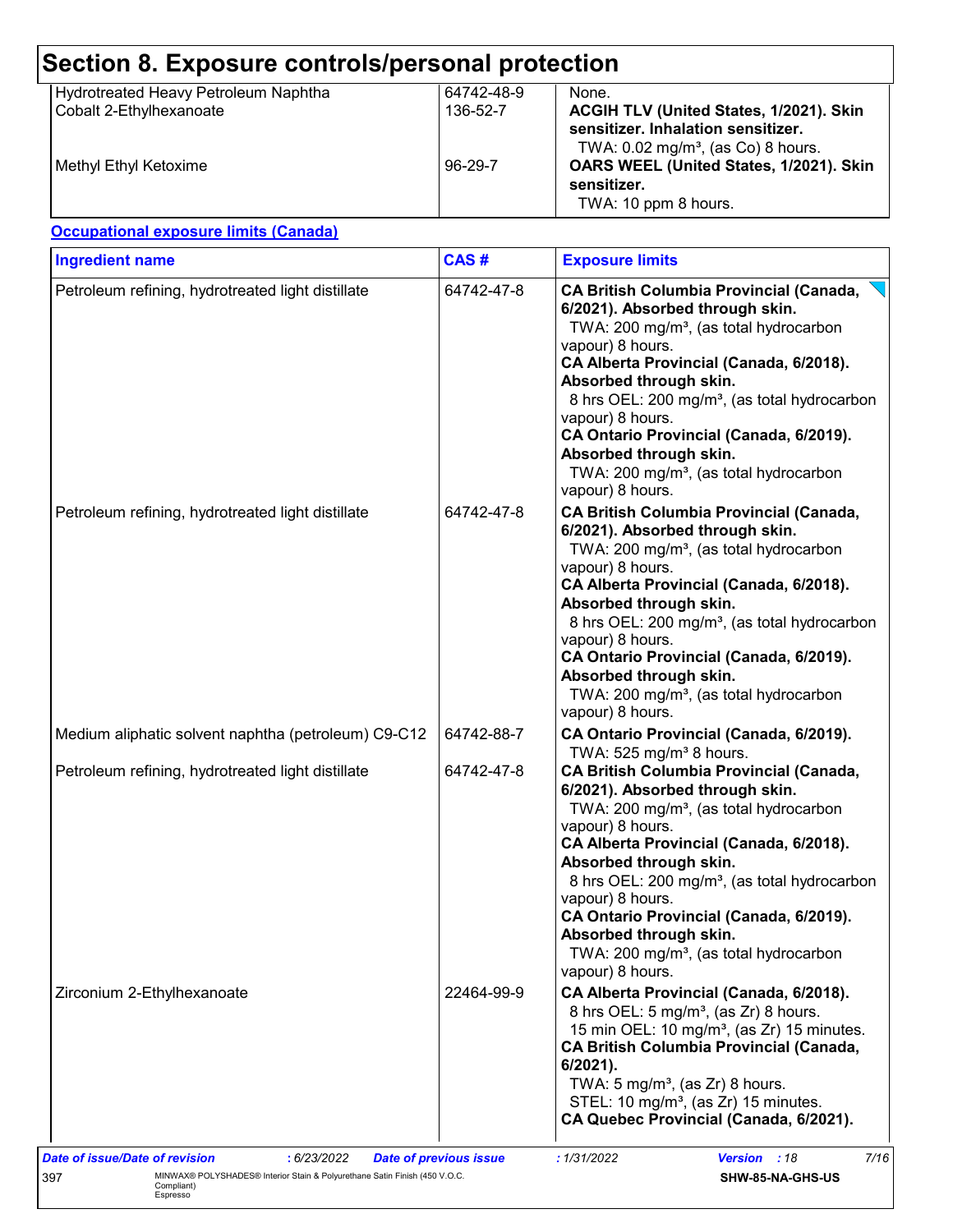# Section 8. Exposure controls/personal protection

| | | |
|---|---|---|
| Hydrotreated Heavy Petroleum Naphtha | 64742-48-9 | None. |
| Cobalt 2-Ethylhexanoate | 136-52-7 | **ACGIH TLV (United States, 1/2021). Skin sensitizer. Inhalation sensitizer.**<br>TWA: 0.02 mg/m³, (as Co) 8 hours. |
| Methyl Ethyl Ketoxime | 96-29-7 | **OARS WEEL (United States, 1/2021). Skin sensitizer.**<br>TWA: 10 ppm 8 hours. |

**Occupational exposure limits (Canada)**

| Ingredient name | CAS # | Exposure limits |
|---|---|---|
| Petroleum refining, hydrotreated light distillate | 64742-47-8 | **CA British Columbia Provincial (Canada, 6/2021). Absorbed through skin.**<br>TWA: 200 mg/m³, (as total hydrocarbon vapour) 8 hours.<br>**CA Alberta Provincial (Canada, 6/2018). Absorbed through skin.**<br>8 hrs OEL: 200 mg/m³, (as total hydrocarbon vapour) 8 hours.<br>**CA Ontario Provincial (Canada, 6/2019). Absorbed through skin.**<br>TWA: 200 mg/m³, (as total hydrocarbon vapour) 8 hours. |
| Petroleum refining, hydrotreated light distillate | 64742-47-8 | **CA British Columbia Provincial (Canada, 6/2021). Absorbed through skin.**<br>TWA: 200 mg/m³, (as total hydrocarbon vapour) 8 hours.<br>**CA Alberta Provincial (Canada, 6/2018). Absorbed through skin.**<br>8 hrs OEL: 200 mg/m³, (as total hydrocarbon vapour) 8 hours.<br>**CA Ontario Provincial (Canada, 6/2019). Absorbed through skin.**<br>TWA: 200 mg/m³, (as total hydrocarbon vapour) 8 hours. |
| Medium aliphatic solvent naphtha (petroleum) C9-C12 | 64742-88-7 | **CA Ontario Provincial (Canada, 6/2019).**<br>TWA: 525 mg/m³ 8 hours. |
| Petroleum refining, hydrotreated light distillate | 64742-47-8 | **CA British Columbia Provincial (Canada, 6/2021). Absorbed through skin.**<br>TWA: 200 mg/m³, (as total hydrocarbon vapour) 8 hours.<br>**CA Alberta Provincial (Canada, 6/2018). Absorbed through skin.**<br>8 hrs OEL: 200 mg/m³, (as total hydrocarbon vapour) 8 hours.<br>**CA Ontario Provincial (Canada, 6/2019). Absorbed through skin.**<br>TWA: 200 mg/m³, (as total hydrocarbon vapour) 8 hours. |
| Zirconium 2-Ethylhexanoate | 22464-99-9 | **CA Alberta Provincial (Canada, 6/2018).**<br>8 hrs OEL: 5 mg/m³, (as Zr) 8 hours.<br>15 min OEL: 10 mg/m³, (as Zr) 15 minutes.<br>**CA British Columbia Provincial (Canada, 6/2021).**<br>TWA: 5 mg/m³, (as Zr) 8 hours.<br>STEL: 10 mg/m³, (as Zr) 15 minutes.<br>**CA Quebec Provincial (Canada, 6/2021).** |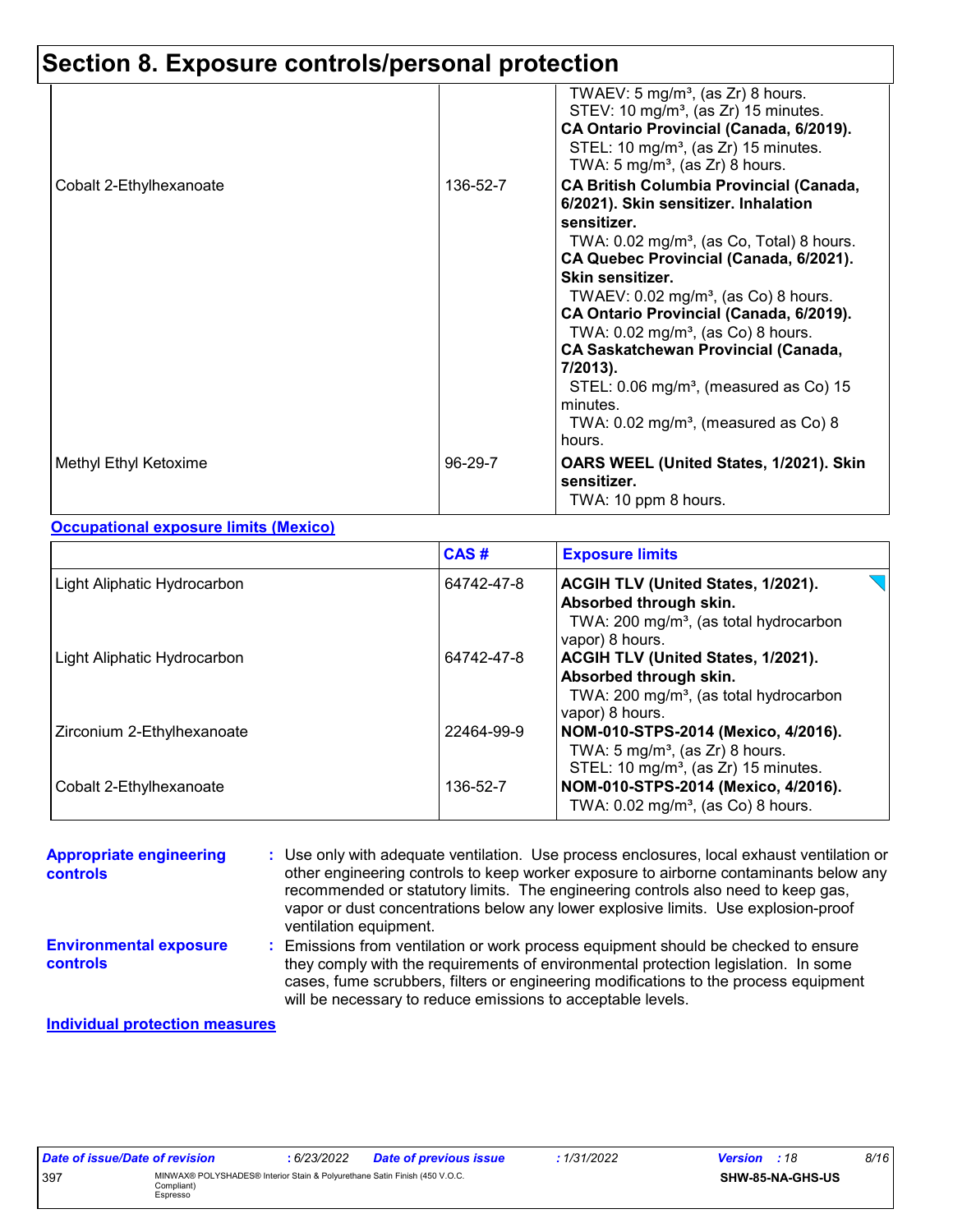## Section 8. Exposure controls/personal protection

| | | |
|---|---|---|
| | | TWAEV: 5 mg/m³, (as Zr) 8 hours.<br>STEV: 10 mg/m³, (as Zr) 15 minutes.<br>**CA Ontario Provincial (Canada, 6/2019).**<br>STEL: 10 mg/m³, (as Zr) 15 minutes.<br>TWA: 5 mg/m³, (as Zr) 8 hours. |
| Cobalt 2-Ethylhexanoate | 136-52-7 | **CA British Columbia Provincial (Canada, 6/2021). Skin sensitizer. Inhalation sensitizer.**<br>TWA: 0.02 mg/m³, (as Co, Total) 8 hours.<br>**CA Quebec Provincial (Canada, 6/2021). Skin sensitizer.**<br>TWAEV: 0.02 mg/m³, (as Co) 8 hours.<br>**CA Ontario Provincial (Canada, 6/2019).**<br>TWA: 0.02 mg/m³, (as Co) 8 hours.<br>**CA Saskatchewan Provincial (Canada, 7/2013).**<br>STEL: 0.06 mg/m³, (measured as Co) 15 minutes.<br>TWA: 0.02 mg/m³, (measured as Co) 8 hours. |
| Methyl Ethyl Ketoxime | 96-29-7 | **OARS WEEL (United States, 1/2021). Skin sensitizer.**<br>TWA: 10 ppm 8 hours. |

**Occupational exposure limits (Mexico)**

| | CAS # | Exposure limits |
|---|---|---|
| Light Aliphatic Hydrocarbon | 64742-47-8 | **ACGIH TLV (United States, 1/2021). Absorbed through skin.**<br>TWA: 200 mg/m³, (as total hydrocarbon vapor) 8 hours. |
| Light Aliphatic Hydrocarbon | 64742-47-8 | **ACGIH TLV (United States, 1/2021). Absorbed through skin.**<br>TWA: 200 mg/m³, (as total hydrocarbon vapor) 8 hours. |
| Zirconium 2-Ethylhexanoate | 22464-99-9 | **NOM-010-STPS-2014 (Mexico, 4/2016).**<br>TWA: 5 mg/m³, (as Zr) 8 hours.<br>STEL: 10 mg/m³, (as Zr) 15 minutes. |
| Cobalt 2-Ethylhexanoate | 136-52-7 | **NOM-010-STPS-2014 (Mexico, 4/2016).**<br>TWA: 0.02 mg/m³, (as Co) 8 hours. |

**Appropriate engineering controls** : Use only with adequate ventilation. Use process enclosures, local exhaust ventilation or other engineering controls to keep worker exposure to airborne contaminants below any recommended or statutory limits. The engineering controls also need to keep gas, vapor or dust concentrations below any lower explosive limits. Use explosion-proof ventilation equipment.

**Environmental exposure controls** : Emissions from ventilation or work process equipment should be checked to ensure they comply with the requirements of environmental protection legislation. In some cases, fume scrubbers, filters or engineering modifications to the process equipment will be necessary to reduce emissions to acceptable levels.

**Individual protection measures**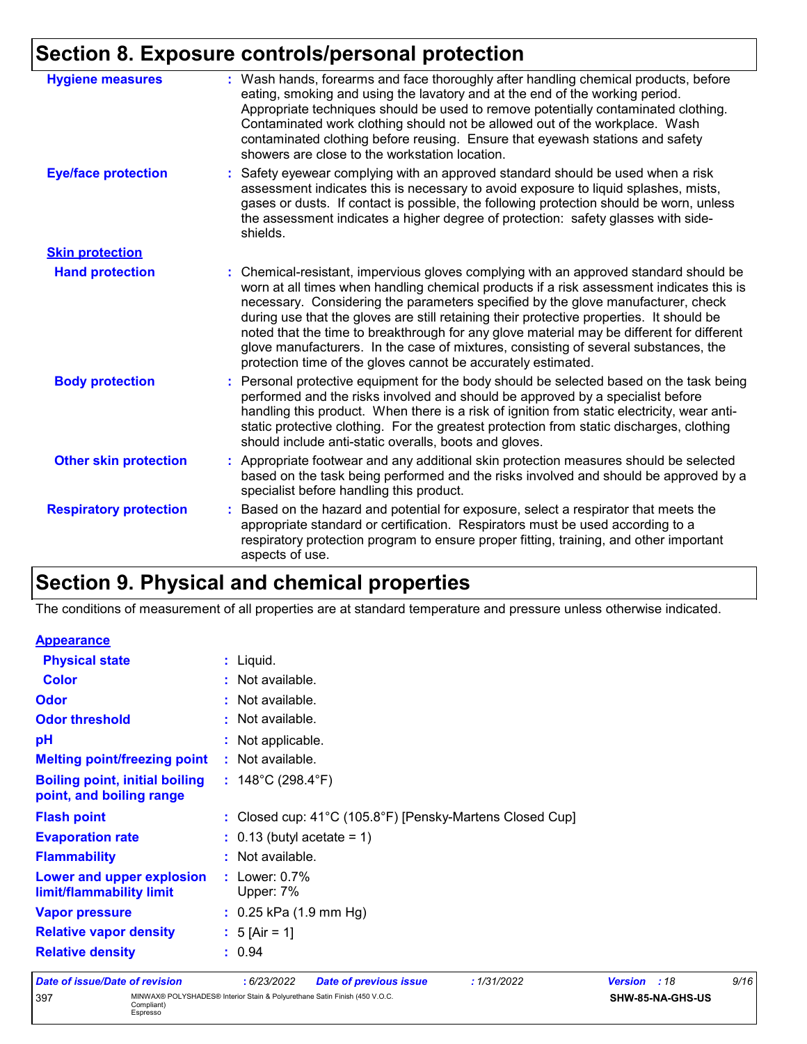## Section 8. Exposure controls/personal protection

| | |
|---|---|
| **Hygiene measures** | : Wash hands, forearms and face thoroughly after handling chemical products, before eating, smoking and using the lavatory and at the end of the working period. Appropriate techniques should be used to remove potentially contaminated clothing. Contaminated work clothing should not be allowed out of the workplace. Wash contaminated clothing before reusing. Ensure that eyewash stations and safety showers are close to the workstation location. |
| **Eye/face protection** | : Safety eyewear complying with an approved standard should be used when a risk assessment indicates this is necessary to avoid exposure to liquid splashes, mists, gases or dusts. If contact is possible, the following protection should be worn, unless the assessment indicates a higher degree of protection: safety glasses with side-shields. |
| **Skin protection** | |
| **Hand protection** | : Chemical-resistant, impervious gloves complying with an approved standard should be worn at all times when handling chemical products if a risk assessment indicates this is necessary. Considering the parameters specified by the glove manufacturer, check during use that the gloves are still retaining their protective properties. It should be noted that the time to breakthrough for any glove material may be different for different glove manufacturers. In the case of mixtures, consisting of several substances, the protection time of the gloves cannot be accurately estimated. |
| **Body protection** | : Personal protective equipment for the body should be selected based on the task being performed and the risks involved and should be approved by a specialist before handling this product. When there is a risk of ignition from static electricity, wear anti-static protective clothing. For the greatest protection from static discharges, clothing should include anti-static overalls, boots and gloves. |
| **Other skin protection** | : Appropriate footwear and any additional skin protection measures should be selected based on the task being performed and the risks involved and should be approved by a specialist before handling this product. |
| **Respiratory protection** | : Based on the hazard and potential for exposure, select a respirator that meets the appropriate standard or certification. Respirators must be used according to a respiratory protection program to ensure proper fitting, training, and other important aspects of use. |

## Section 9. Physical and chemical properties

The conditions of measurement of all properties are at standard temperature and pressure unless otherwise indicated.

| | |
|---|---|
| **Appearance** | |
| **Physical state** | : Liquid. |
| **Color** | : Not available. |
| **Odor** | : Not available. |
| **Odor threshold** | : Not available. |
| **pH** | : Not applicable. |
| **Melting point/freezing point** | : Not available. |
| **Boiling point, initial boiling point, and boiling range** | : 148°C (298.4°F) |
| **Flash point** | : Closed cup: 41°C (105.8°F) [Pensky-Martens Closed Cup] |
| **Evaporation rate** | : 0.13 (butyl acetate = 1) |
| **Flammability** | : Not available. |
| **Lower and upper explosion limit/flammability limit** | : Lower: 0.7%<br>Upper: 7% |
| **Vapor pressure** | : 0.25 kPa (1.9 mm Hg) |
| **Relative vapor density** | : 5 [Air = 1] |
| **Relative density** | : 0.94 |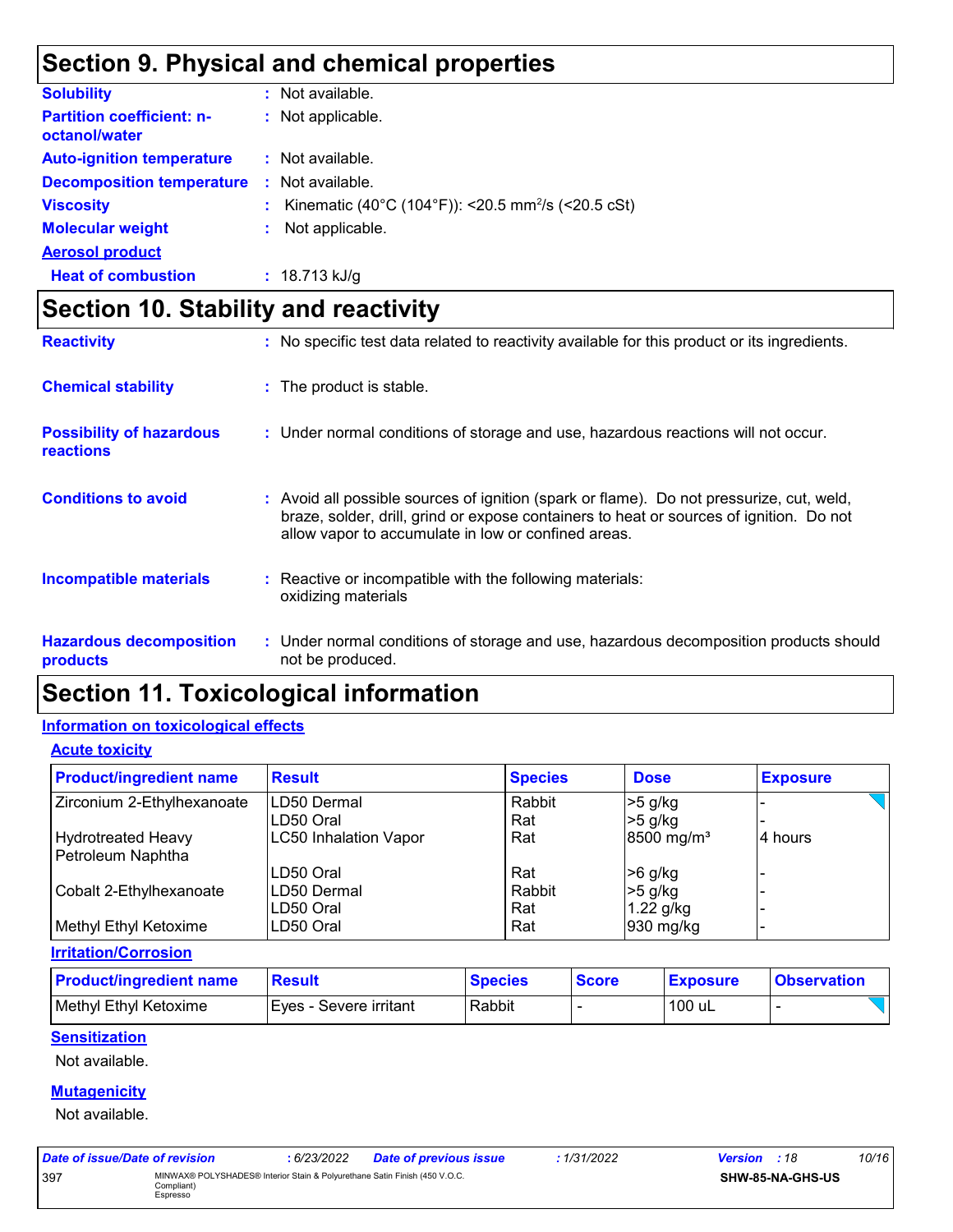## Section 9. Physical and chemical properties

**Solubility** : Not available.

**Partition coefficient: n-octanol/water** : Not applicable.

**Auto-ignition temperature** : Not available.

**Decomposition temperature** : Not available.

**Viscosity** : Kinematic (40°C (104°F)): <20.5 $mm^2/s$ (<20.5 cSt)

**Molecular weight** : Not applicable.

**Aerosol product**

**Heat of combustion** : 18.713 kJ/g

## Section 10. Stability and reactivity

**Reactivity** : No specific test data related to reactivity available for this product or its ingredients.

**Chemical stability** : The product is stable.

**Possibility of hazardous reactions** : Under normal conditions of storage and use, hazardous reactions will not occur.

**Conditions to avoid** : Avoid all possible sources of ignition (spark or flame). Do not pressurize, cut, weld, braze, solder, drill, grind or expose containers to heat or sources of ignition. Do not allow vapor to accumulate in low or confined areas.

**Incompatible materials** : Reactive or incompatible with the following materials: oxidizing materials

**Hazardous decomposition products** : Under normal conditions of storage and use, hazardous decomposition products should not be produced.

## Section 11. Toxicological information

### Information on toxicological effects

#### Acute toxicity

| Product/ingredient name | Result | Species | Dose | Exposure |
|---|---|---|---|---|
| Zirconium 2-Ethylhexanoate | LD50 Dermal | Rabbit | >5 g/kg | - |
| | LD50 Oral | Rat | >5 g/kg | - |
| Hydrotreated Heavy Petroleum Naphtha | LC50 Inhalation Vapor | Rat | 8500 $mg/m^3$ | 4 hours |
| | LD50 Oral | Rat | >6 g/kg | - |
| Cobalt 2-Ethylhexanoate | LD50 Dermal | Rabbit | >5 g/kg | - |
| | LD50 Oral | Rat | 1.22 g/kg | - |
| Methyl Ethyl Ketoxime | LD50 Oral | Rat | 930 mg/kg | - |

#### Irritation/Corrosion

| Product/ingredient name | Result | Species | Score | Exposure | Observation |
|---|---|---|---|---|---|
| Methyl Ethyl Ketoxime | Eyes - Severe irritant | Rabbit | - | 100 uL | - |

#### Sensitization

Not available.

#### Mutagenicity

Not available.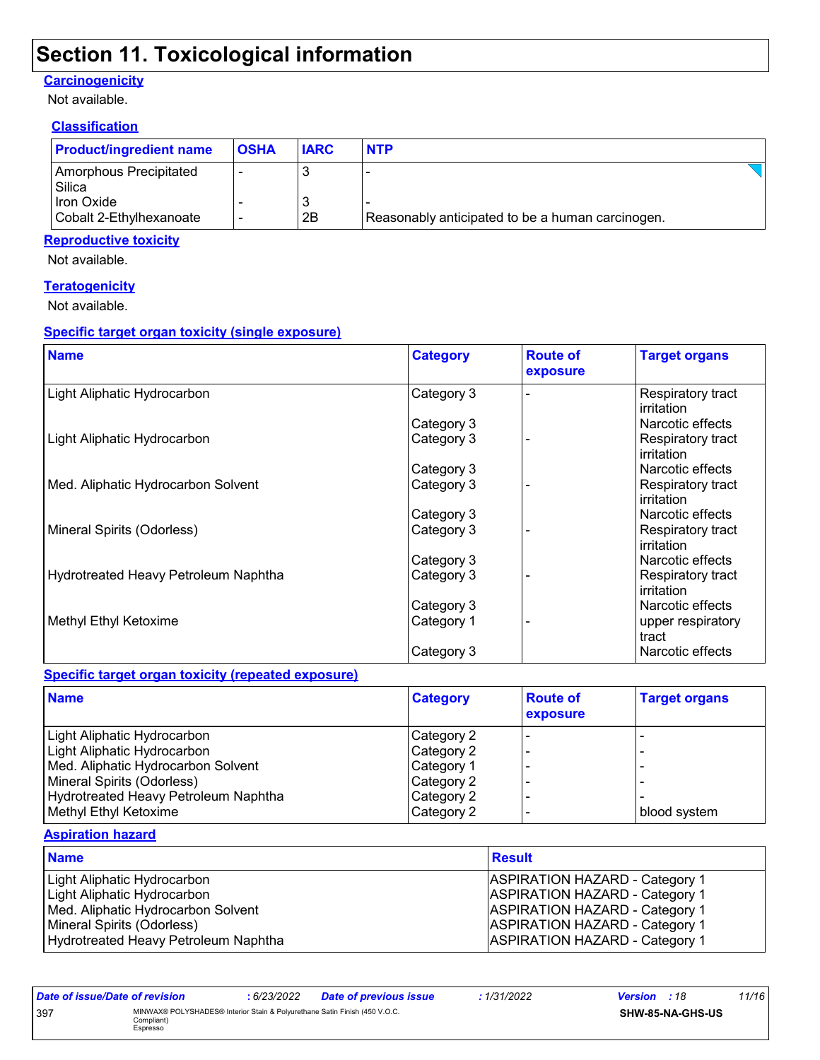# Section 11. Toxicological information

### Carcinogenicity

Not available.

#### Classification

| Product/ingredient name | OSHA | IARC | NTP |
| --- | --- | --- | --- |
| Amorphous Precipitated Silica | - | 3 | - |
| Iron Oxide | - | 3 | - |
| Cobalt 2-Ethylhexanoate | - | 2B | Reasonably anticipated to be a human carcinogen. |

### Reproductive toxicity

Not available.

### Teratogenicity

Not available.

### Specific target organ toxicity (single exposure)

| Name | Category | Route of exposure | Target organs |
| --- | --- | --- | --- |
| Light Aliphatic Hydrocarbon | Category 3 | - | Respiratory tract irritation |
| | Category 3 | | Narcotic effects |
| Light Aliphatic Hydrocarbon | Category 3 | - | Respiratory tract irritation |
| | Category 3 | | Narcotic effects |
| Med. Aliphatic Hydrocarbon Solvent | Category 3 | - | Respiratory tract irritation |
| | Category 3 | | Narcotic effects |
| Mineral Spirits (Odorless) | Category 3 | - | Respiratory tract irritation |
| | Category 3 | | Narcotic effects |
| Hydrotreated Heavy Petroleum Naphtha | Category 3 | - | Respiratory tract irritation |
| | Category 3 | | Narcotic effects |
| Methyl Ethyl Ketoxime | Category 1 | - | upper respiratory tract |
| | Category 3 | | Narcotic effects |

### Specific target organ toxicity (repeated exposure)

| Name | Category | Route of exposure | Target organs |
| --- | --- | --- | --- |
| Light Aliphatic Hydrocarbon | Category 2 | - | - |
| Light Aliphatic Hydrocarbon | Category 2 | - | - |
| Med. Aliphatic Hydrocarbon Solvent | Category 1 | - | - |
| Mineral Spirits (Odorless) | Category 2 | - | - |
| Hydrotreated Heavy Petroleum Naphtha | Category 2 | - | - |
| Methyl Ethyl Ketoxime | Category 2 | - | blood system |

### Aspiration hazard

| Name | Result |
| --- | --- |
| Light Aliphatic Hydrocarbon | ASPIRATION HAZARD - Category 1 |
| Light Aliphatic Hydrocarbon | ASPIRATION HAZARD - Category 1 |
| Med. Aliphatic Hydrocarbon Solvent | ASPIRATION HAZARD - Category 1 |
| Mineral Spirits (Odorless) | ASPIRATION HAZARD - Category 1 |
| Hydrotreated Heavy Petroleum Naphtha | ASPIRATION HAZARD - Category 1 |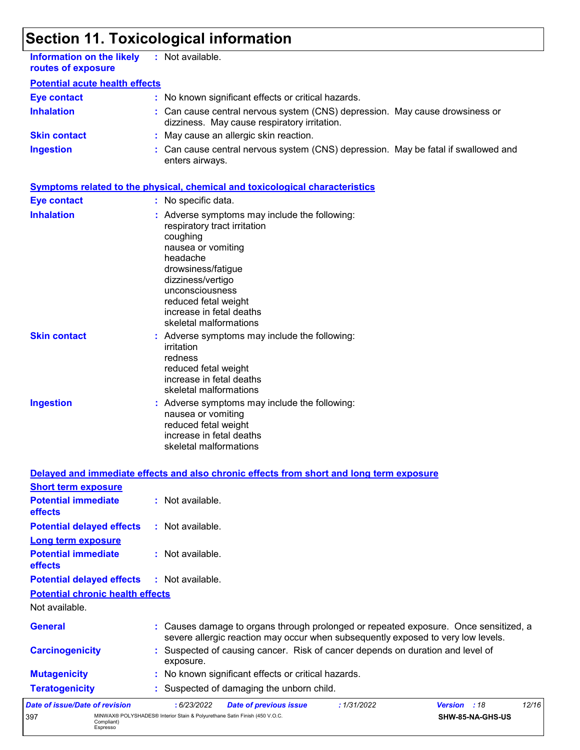# Section 11. Toxicological information

**Information on the likely routes of exposure** : Not available.

**Potential acute health effects**

**Eye contact** : No known significant effects or critical hazards.

**Inhalation** : Can cause central nervous system (CNS) depression. May cause drowsiness or dizziness. May cause respiratory irritation.

**Skin contact** : May cause an allergic skin reaction.

**Ingestion** : Can cause central nervous system (CNS) depression. May be fatal if swallowed and enters airways.

**Symptoms related to the physical, chemical and toxicological characteristics**

**Eye contact** : No specific data.

**Inhalation** : Adverse symptoms may include the following:
respiratory tract irritation
coughing
nausea or vomiting
headache
drowsiness/fatigue
dizziness/vertigo
unconsciousness
reduced fetal weight
increase in fetal deaths
skeletal malformations

**Skin contact** : Adverse symptoms may include the following:
irritation
redness
reduced fetal weight
increase in fetal deaths
skeletal malformations

**Ingestion** : Adverse symptoms may include the following:
nausea or vomiting
reduced fetal weight
increase in fetal deaths
skeletal malformations

**Delayed and immediate effects and also chronic effects from short and long term exposure**

**Short term exposure**

**Potential immediate effects** : Not available.

**Potential delayed effects** : Not available.

**Long term exposure**

**Potential immediate effects** : Not available.

**Potential delayed effects** : Not available.

**Potential chronic health effects**

Not available.

**General** : Causes damage to organs through prolonged or repeated exposure. Once sensitized, a severe allergic reaction may occur when subsequently exposed to very low levels.

**Carcinogenicity** : Suspected of causing cancer. Risk of cancer depends on duration and level of exposure.

**Mutagenicity** : No known significant effects or critical hazards.

**Teratogenicity** : Suspected of damaging the unborn child.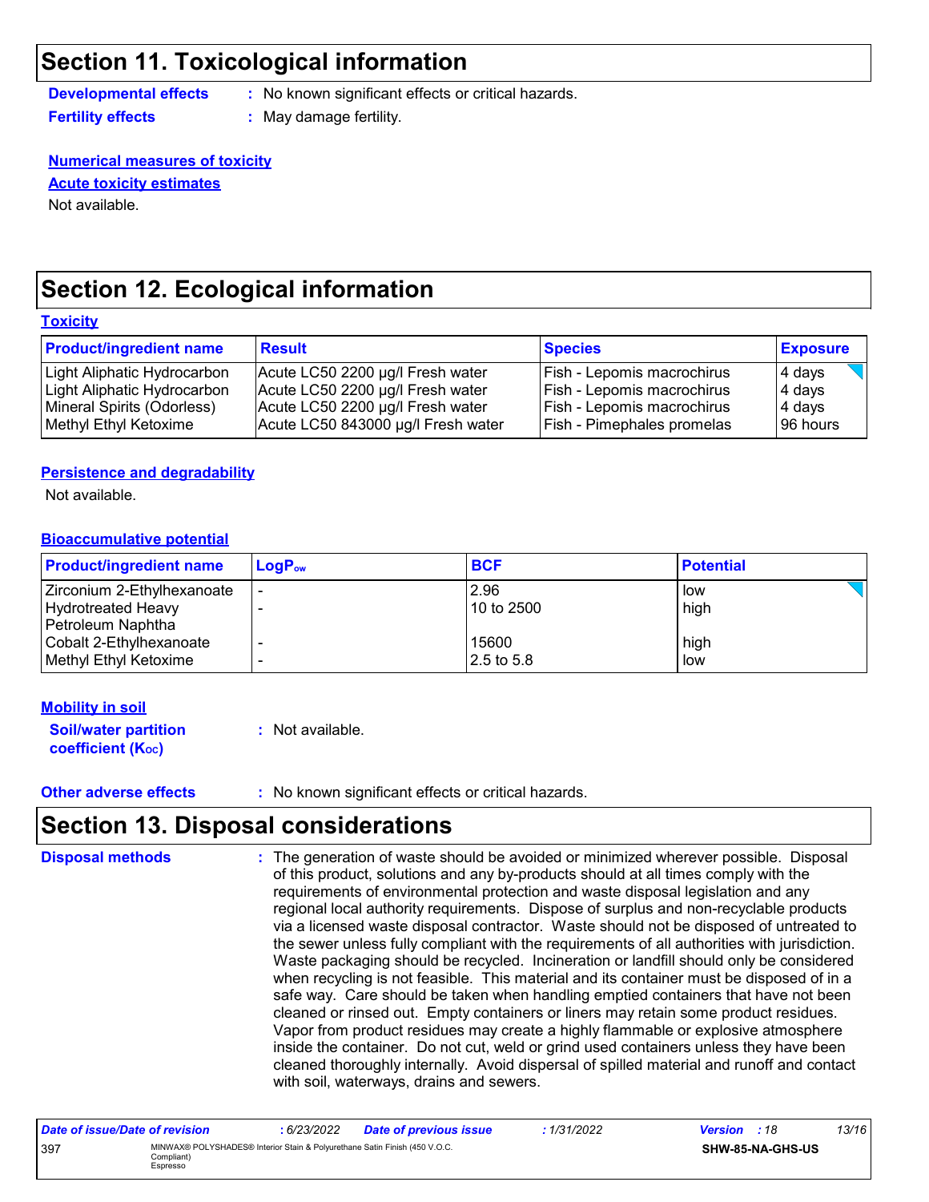## Section 11. Toxicological information

**Developmental effects** : No known significant effects or critical hazards.

**Fertility effects** : May damage fertility.

**Numerical measures of toxicity**

**Acute toxicity estimates**

Not available.

## Section 12. Ecological information

**Toxicity**

| Product/ingredient name | Result | Species | Exposure |
|---|---|---|---|
| Light Aliphatic Hydrocarbon | Acute LC50 2200 µg/l Fresh water | Fish - Lepomis macrochirus | 4 days |
| Light Aliphatic Hydrocarbon | Acute LC50 2200 µg/l Fresh water | Fish - Lepomis macrochirus | 4 days |
| Mineral Spirits (Odorless) | Acute LC50 2200 µg/l Fresh water | Fish - Lepomis macrochirus | 4 days |
| Methyl Ethyl Ketoxime | Acute LC50 843000 µg/l Fresh water | Fish - Pimephales promelas | 96 hours |

**Persistence and degradability**

Not available.

**Bioaccumulative potential**

| Product/ingredient name | $LogP_{ow}$ | BCF | Potential |
|---|---|---|---|
| Zirconium 2-Ethylhexanoate | - | 2.96 | low |
| Hydrotreated Heavy Petroleum Naphtha | - | 10 to 2500 | high |
| Cobalt 2-Ethylhexanoate | - | 15600 | high |
| Methyl Ethyl Ketoxime | - | 2.5 to 5.8 | low |

**Mobility in soil**

**Soil/water partition coefficient ($K_{OC}$)** : Not available.

**Other adverse effects** : No known significant effects or critical hazards.

## Section 13. Disposal considerations

**Disposal methods** : The generation of waste should be avoided or minimized wherever possible. Disposal of this product, solutions and any by-products should at all times comply with the requirements of environmental protection and waste disposal legislation and any regional local authority requirements. Dispose of surplus and non-recyclable products via a licensed waste disposal contractor. Waste should not be disposed of untreated to the sewer unless fully compliant with the requirements of all authorities with jurisdiction. Waste packaging should be recycled. Incineration or landfill should only be considered when recycling is not feasible. This material and its container must be disposed of in a safe way. Care should be taken when handling emptied containers that have not been cleaned or rinsed out. Empty containers or liners may retain some product residues. Vapor from product residues may create a highly flammable or explosive atmosphere inside the container. Do not cut, weld or grind used containers unless they have been cleaned thoroughly internally. Avoid dispersal of spilled material and runoff and contact with soil, waterways, drains and sewers.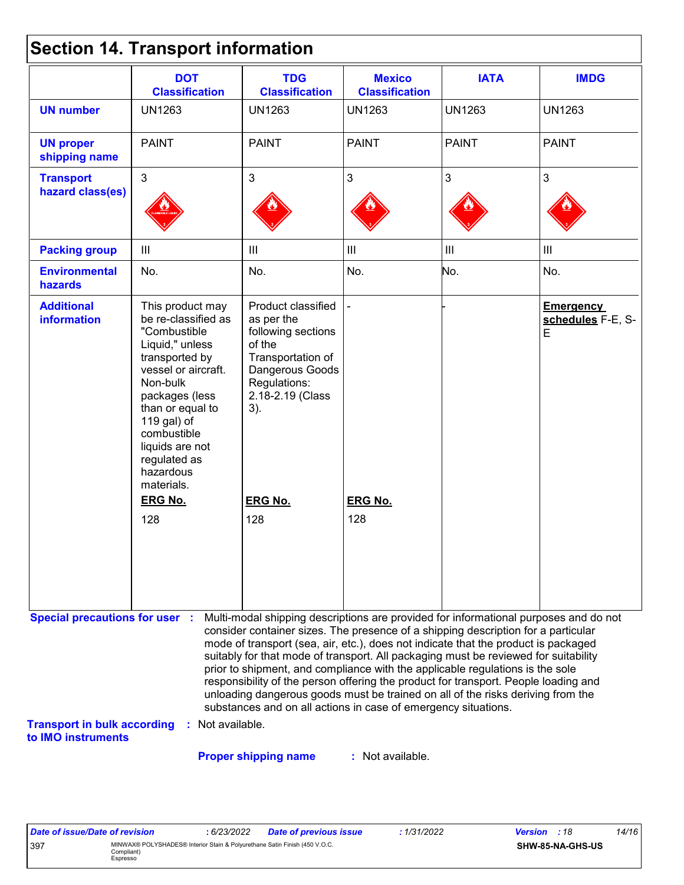## Section 14. Transport information

| | DOT Classification | TDG Classification | Mexico Classification | IATA | IMDG |
|---|---|---|---|---|---|
| **UN number** | UN1263 | UN1263 | UN1263 | UN1263 | UN1263 |
| **UN proper shipping name** | PAINT | PAINT | PAINT | PAINT | PAINT |
| **Transport hazard class(es)** | 3 | 3 | 3 | 3 | 3 |
| **Packing group** | III | III | III | III | III |
| **Environmental hazards** | No. | No. | No. | No. | No. |
| **Additional information** | This product may be re-classified as "Combustible Liquid," unless transported by vessel or aircraft. Non-bulk packages (less than or equal to 119 gal) of combustible liquids are not regulated as hazardous materials.<br>**ERG No.**<br>128 | Product classified as per the following sections of the Transportation of Dangerous Goods Regulations: 2.18-2.19 (Class 3).<br>**ERG No.**<br>128 | -<br>**ERG No.**<br>128 | - | **Emergency schedules** F-E, S-E |

**Special precautions for user** : Multi-modal shipping descriptions are provided for informational purposes and do not consider container sizes. The presence of a shipping description for a particular mode of transport (sea, air, etc.), does not indicate that the product is packaged suitably for that mode of transport. All packaging must be reviewed for suitability prior to shipment, and compliance with the applicable regulations is the sole responsibility of the person offering the product for transport. People loading and unloading dangerous goods must be trained on all of the risks deriving from the substances and on all actions in case of emergency situations.

**Transport in bulk according to IMO instruments** : Not available.

**Proper shipping name** : Not available.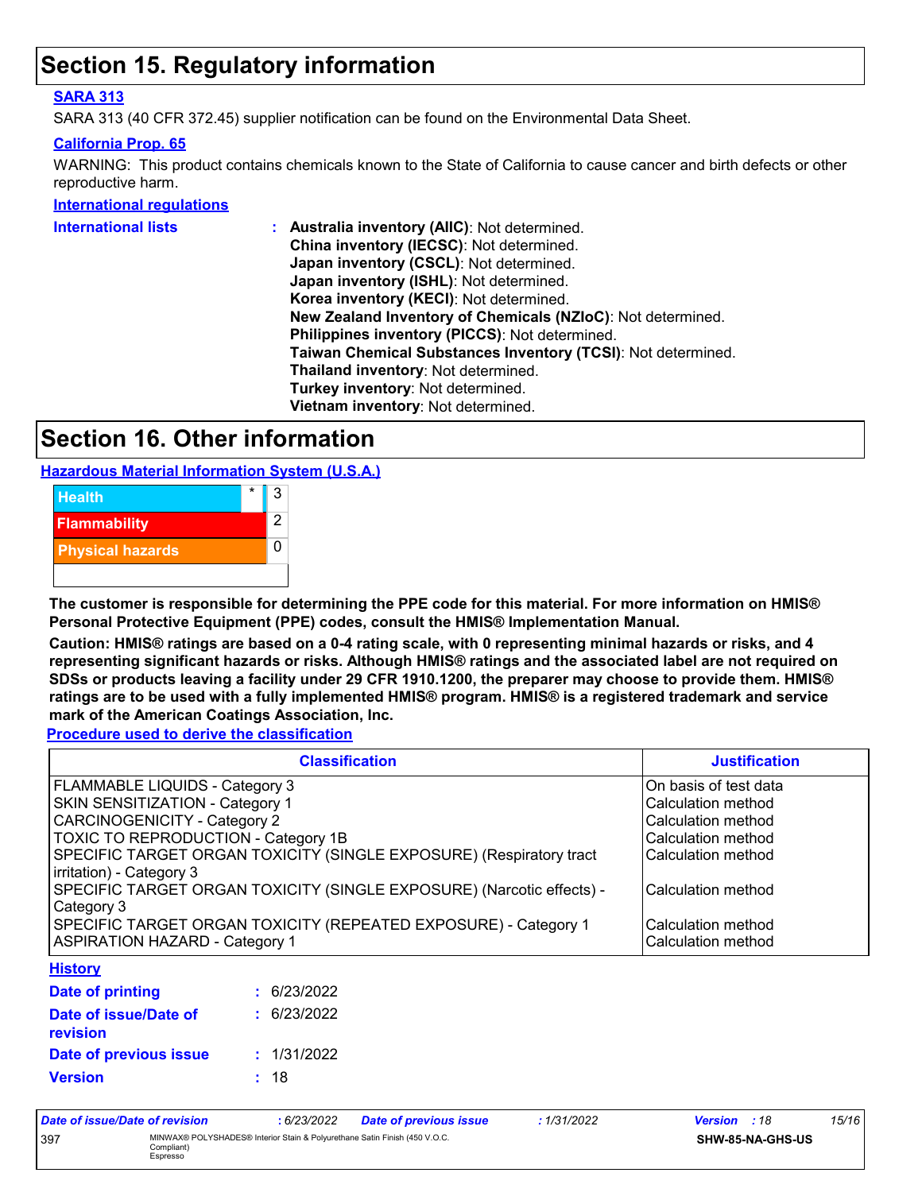# Section 15. Regulatory information

### SARA 313

SARA 313 (40 CFR 372.45) supplier notification can be found on the Environmental Data Sheet.

### California Prop. 65

WARNING: This product contains chemicals known to the State of California to cause cancer and birth defects or other reproductive harm.

### International regulations

**International lists** :
- **Australia inventory (AIIC)**: Not determined.
- **China inventory (IECSC)**: Not determined.
- **Japan inventory (CSCL)**: Not determined.
- **Japan inventory (ISHL)**: Not determined.
- **Korea inventory (KECI)**: Not determined.
- **New Zealand Inventory of Chemicals (NZIoC)**: Not determined.
- **Philippines inventory (PICCS)**: Not determined.
- **Taiwan Chemical Substances Inventory (TCSI)**: Not determined.
- **Thailand inventory**: Not determined.
- **Turkey inventory**: Not determined.
- **Vietnam inventory**: Not determined.

# Section 16. Other information

### Hazardous Material Information System (U.S.A.)

| | | |
|---|---|---|
| Health | * | 3 |
| Flammability | | 2 |
| Physical hazards | | 0 |

**The customer is responsible for determining the PPE code for this material. For more information on HMIS® Personal Protective Equipment (PPE) codes, consult the HMIS® Implementation Manual.**

**Caution: HMIS® ratings are based on a 0-4 rating scale, with 0 representing minimal hazards or risks, and 4 representing significant hazards or risks. Although HMIS® ratings and the associated label are not required on SDSs or products leaving a facility under 29 CFR 1910.1200, the preparer may choose to provide them. HMIS® ratings are to be used with a fully implemented HMIS® program. HMIS® is a registered trademark and service mark of the American Coatings Association, Inc.**

### Procedure used to derive the classification

| Classification | Justification |
|---|---|
| FLAMMABLE LIQUIDS - Category 3 | On basis of test data |
| SKIN SENSITIZATION - Category 1 | Calculation method |
| CARCINOGENICITY - Category 2 | Calculation method |
| TOXIC TO REPRODUCTION - Category 1B | Calculation method |
| SPECIFIC TARGET ORGAN TOXICITY (SINGLE EXPOSURE) (Respiratory tract irritation) - Category 3 | Calculation method |
| SPECIFIC TARGET ORGAN TOXICITY (SINGLE EXPOSURE) (Narcotic effects) - Category 3 | Calculation method |
| SPECIFIC TARGET ORGAN TOXICITY (REPEATED EXPOSURE) - Category 1 | Calculation method |
| ASPIRATION HAZARD - Category 1 | Calculation method |

### History

**Date of printing** : 6/23/2022

**Date of issue/Date of revision** : 6/23/2022

**Date of previous issue** : 1/31/2022

**Version** : 18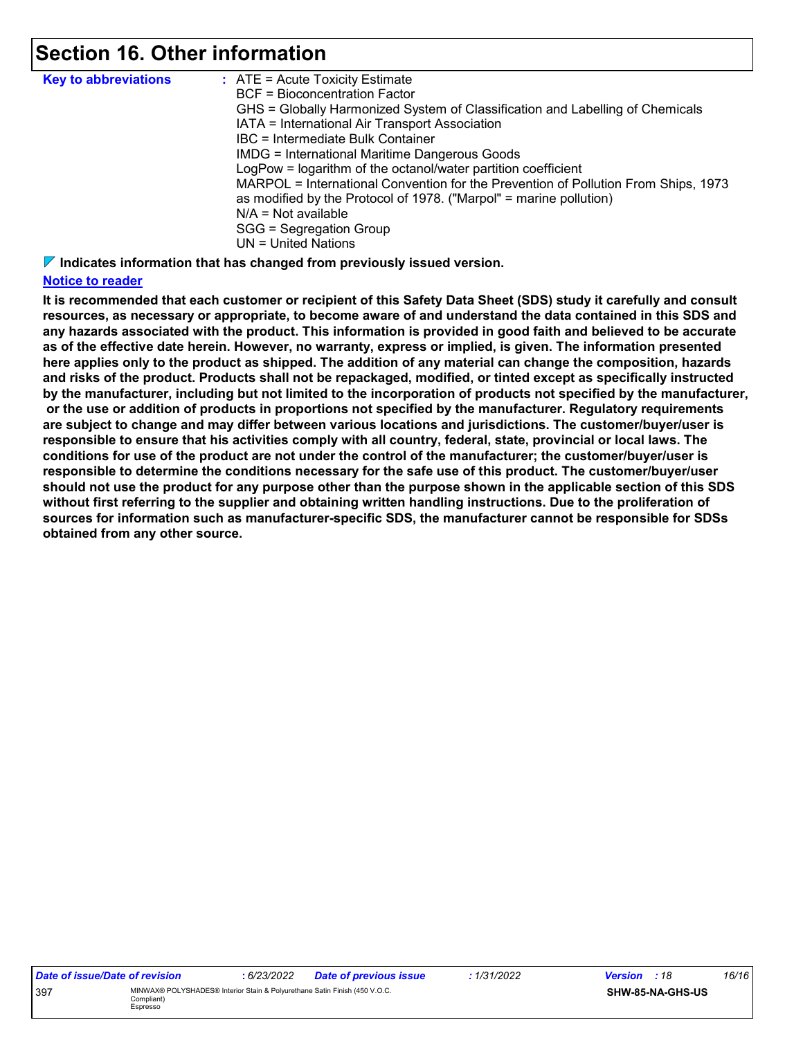## Section 16. Other information

**Key to abbreviations** : ATE = Acute Toxicity Estimate
BCF = Bioconcentration Factor
GHS = Globally Harmonized System of Classification and Labelling of Chemicals
IATA = International Air Transport Association
IBC = Intermediate Bulk Container
IMDG = International Maritime Dangerous Goods
LogPow = logarithm of the octanol/water partition coefficient
MARPOL = International Convention for the Prevention of Pollution From Ships, 1973 as modified by the Protocol of 1978. ("Marpol" = marine pollution)
N/A = Not available
SGG = Segregation Group
UN = United Nations

**Indicates information that has changed from previously issued version.**

**Notice to reader**

**It is recommended that each customer or recipient of this Safety Data Sheet (SDS) study it carefully and consult resources, as necessary or appropriate, to become aware of and understand the data contained in this SDS and any hazards associated with the product. This information is provided in good faith and believed to be accurate as of the effective date herein. However, no warranty, express or implied, is given. The information presented here applies only to the product as shipped. The addition of any material can change the composition, hazards and risks of the product. Products shall not be repackaged, modified, or tinted except as specifically instructed by the manufacturer, including but not limited to the incorporation of products not specified by the manufacturer, or the use or addition of products in proportions not specified by the manufacturer. Regulatory requirements are subject to change and may differ between various locations and jurisdictions. The customer/buyer/user is responsible to ensure that his activities comply with all country, federal, state, provincial or local laws. The conditions for use of the product are not under the control of the manufacturer; the customer/buyer/user is responsible to determine the conditions necessary for the safe use of this product. The customer/buyer/user should not use the product for any purpose other than the purpose shown in the applicable section of this SDS without first referring to the supplier and obtaining written handling instructions. Due to the proliferation of sources for information such as manufacturer-specific SDS, the manufacturer cannot be responsible for SDSs obtained from any other source.**